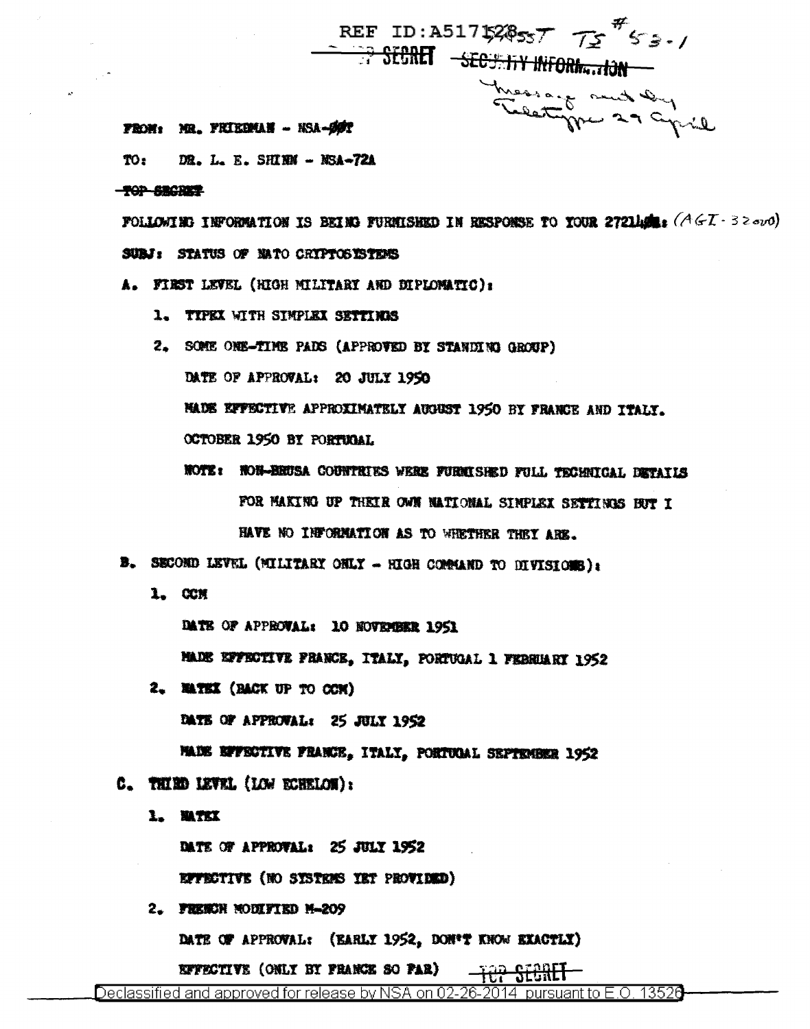REF ID:A517128 TS #53-1

~~TOP SECRET~~ ~~SECURITY INFORMATION~~

Message sent by Teletype 29 April

FROM: MR. FRIEDMAN - NSA-00T

TO: DR. L. E. SHINN - NSA-72A

~~TOP SECRET~~

FOLLOWING INFORMATION IS BEING FURNISHED IN RESPONSE TO YOUR 272144: (AGI-32000)

SUBJ: STATUS OF NATO CRYPTOSYSTEMS

A. FIRST LEVEL (HIGH MILITARY AND DIPLOMATIC):

1. TYPEX WITH SIMPLEX SETTINGS
2. SOME ONE-TIME PADS (APPROVED BY STANDING GROUP)

   DATE OF APPROVAL: 20 JULY 1950

   MADE EFFECTIVE APPROXIMATELY AUGUST 1950 BY FRANCE AND ITALY.

   OCTOBER 1950 BY PORTUGAL

   NOTE: NON-BRUSA COUNTRIES WERE FURNISHED FULL TECHNICAL DETAILS FOR MAKING UP THEIR OWN NATIONAL SIMPLEX SETTINGS BUT I HAVE NO INFORMATION AS TO WHETHER THEY ARE.

B. SECOND LEVEL (MILITARY ONLY - HIGH COMMAND TO DIVISIONS):

1. CCM

   DATE OF APPROVAL: 10 NOVEMBER 1951

   MADE EFFECTIVE FRANCE, ITALY, PORTUGAL 1 FEBRUARY 1952
2. NATEX (BACK UP TO CCM)

   DATE OF APPROVAL: 25 JULY 1952

   MADE EFFECTIVE FRANCE, ITALY, PORTUGAL SEPTEMBER 1952

C. THIRD LEVEL (LOW ECHELON):

1. NATEX

   DATE OF APPROVAL: 25 JULY 1952

   EFFECTIVE (NO SYSTEMS YET PROVIDED)
2. FRENCH MODIFIED M-209

   DATE OF APPROVAL: (EARLY 1952, DON'T KNOW EXACTLY)

   EFFECTIVE (ONLY BY FRANCE SO FAR)

~~TOP SECRET~~

Declassified and approved for release by NSA on 02-26-2014 pursuant to E.O. 13526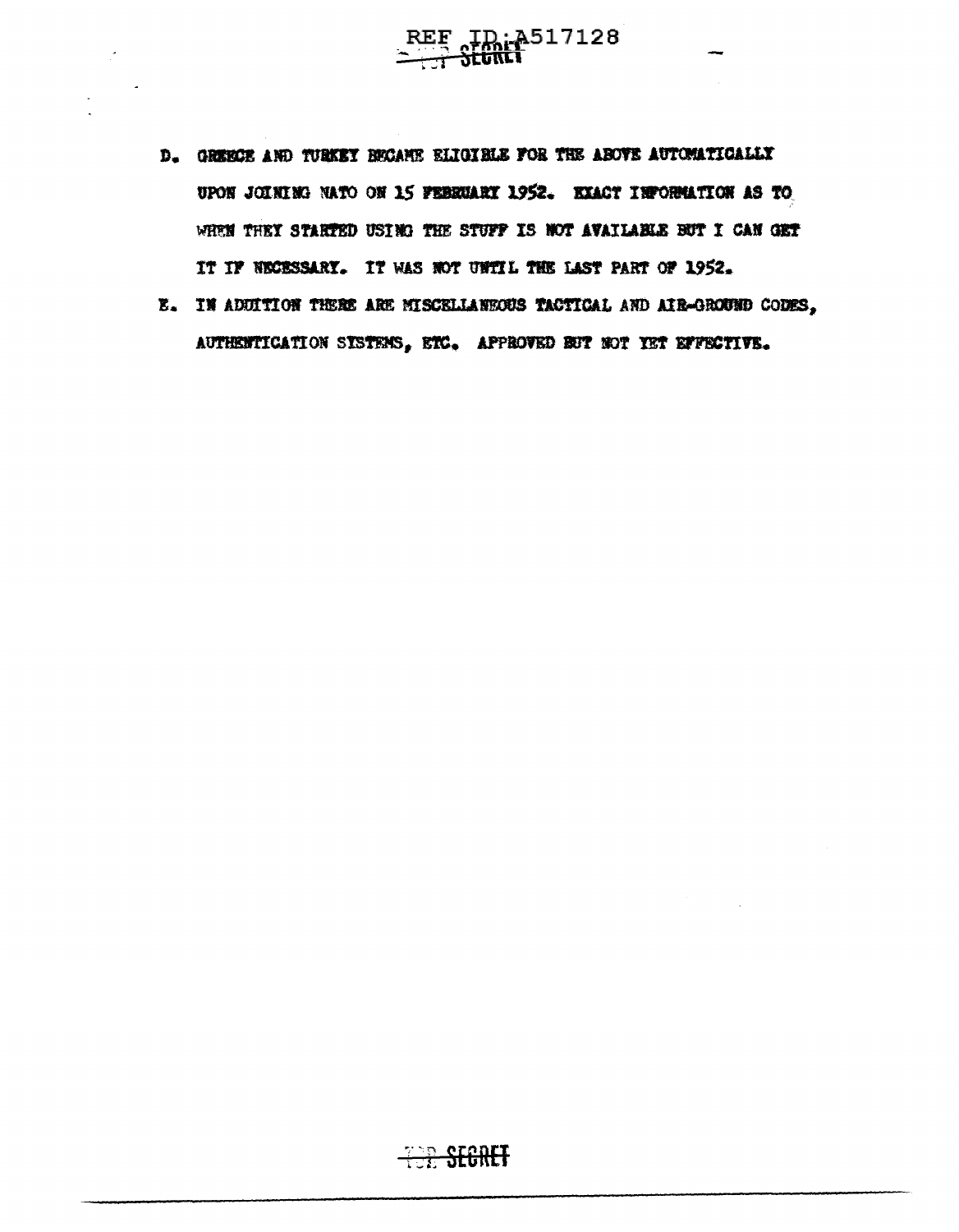D. GREECE AND TURKEY BECAME ELIGIBLE FOR THE ABOVE AUTOMATICALLY UPON JOINING NATO ON 15 FEBRUARY 1952. EXACT INFORMATION AS TO WHEN THEY STARTED USING THE STUFF IS NOT AVAILABLE BUT I CAN GET IT IF NECESSARY. IT WAS NOT UNTIL THE LAST PART OF 1952.

E. IN ADDITION THERE ARE MISCELLANEOUS TACTICAL AND AIR-GROUND CODES, AUTHENTICATION SYSTEMS, ETC. APPROVED BUT NOT YET EFFECTIVE.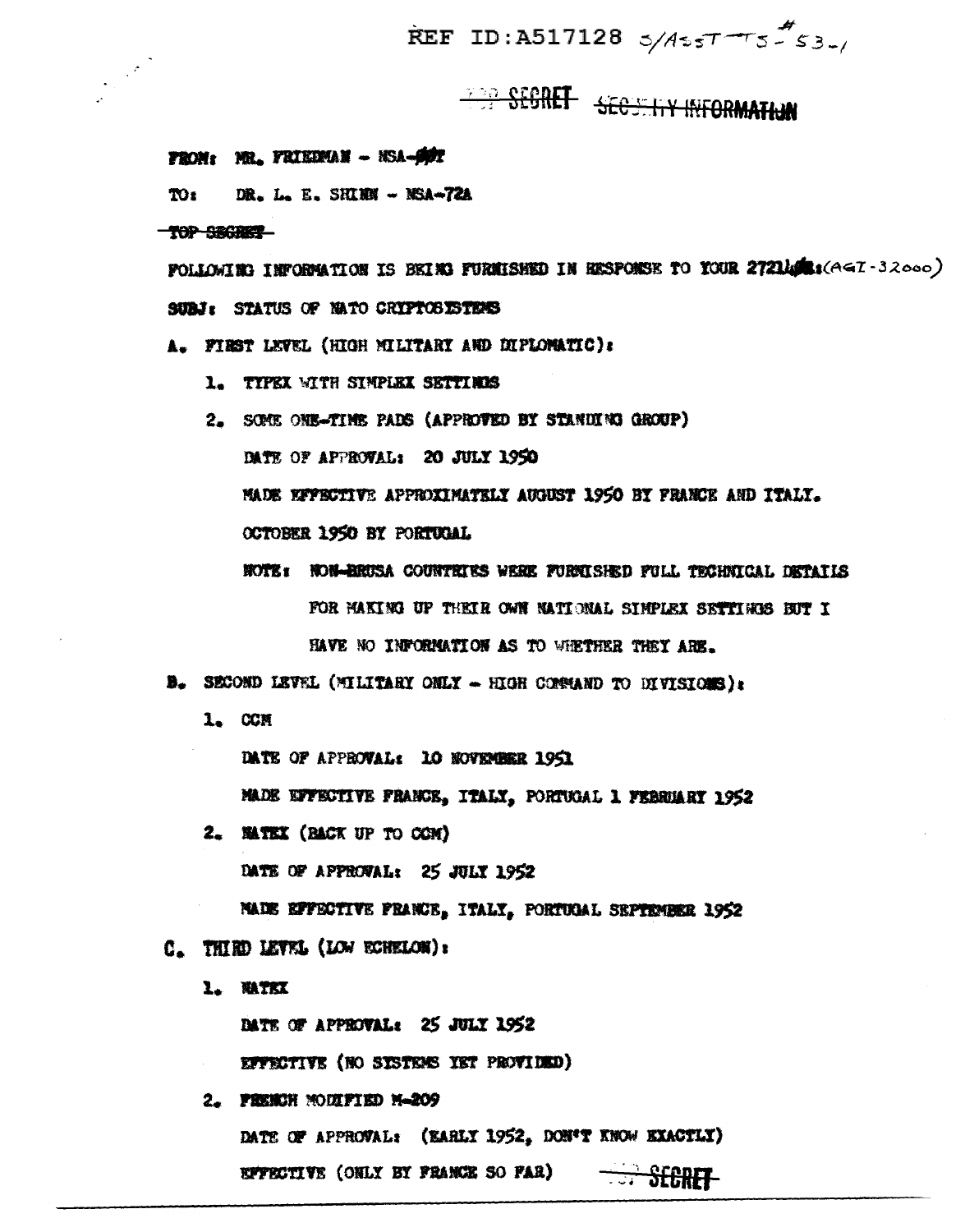REF ID:A517128 S/ASST-TS-#53-1

~~TOP SECRET~~ ~~SECURITY INFORMATION~~

FROM: MR. FRIEDMAN - NSA-00T

TO: DR. L. E. SHINN - NSA-72A

~~TOP SECRET~~

FOLLOWING INFORMATION IS BEING FURNISHED IN RESPONSE TO YOUR 27214: (AGI-32000)

SUBJ: STATUS OF NATO CRYPTOSYSTEMS

A. FIRST LEVEL (HIGH MILITARY AND DIPLOMATIC):

1. TYPEX WITH SIMPLEX SETTINGS
2. SOME ONE-TIME PADS (APPROVED BY STANDING GROUP)

   DATE OF APPROVAL: 20 JULY 1950

   MADE EFFECTIVE APPROXIMATELY AUGUST 1950 BY FRANCE AND ITALY. OCTOBER 1950 BY PORTUGAL

   NOTE: NON-BRUSA COUNTRIES WERE FURNISHED FULL TECHNICAL DETAILS FOR MAKING UP THEIR OWN NATIONAL SIMPLEX SETTINGS BUT I HAVE NO INFORMATION AS TO WHETHER THEY ARE.

B. SECOND LEVEL (MILITARY ONLY - HIGH COMMAND TO DIVISIONS):

1. CCM

   DATE OF APPROVAL: 10 NOVEMBER 1951

   MADE EFFECTIVE FRANCE, ITALY, PORTUGAL 1 FEBRUARY 1952
2. NATEX (BACK UP TO CCM)

   DATE OF APPROVAL: 25 JULY 1952

   MADE EFFECTIVE FRANCE, ITALY, PORTUGAL SEPTEMBER 1952

C. THIRD LEVEL (LOW ECHELON):

1. NATEX

   DATE OF APPROVAL: 25 JULY 1952

   EFFECTIVE (NO SYSTEMS YET PROVIDED)
2. FRENCH MODIFIED M-209

   DATE OF APPROVAL: (EARLY 1952, DON'T KNOW EXACTLY)

   EFFECTIVE (ONLY BY FRANCE SO FAR)

~~TOP SECRET~~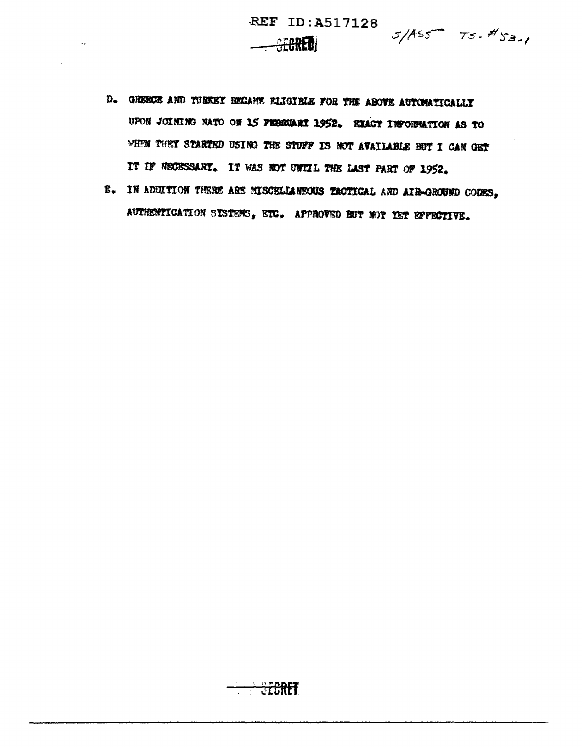D. GREECE AND TURKEY BECAME ELIGIBLE FOR THE ABOVE AUTOMATICALLY UPON JOINING NATO ON 15 FEBRUARY 1952. EXACT INFORMATION AS TO WHEN THEY STARTED USING THE STUFF IS NOT AVAILABLE BUT I CAN GET IT IF NECESSARY. IT WAS NOT UNTIL THE LAST PART OF 1952.

E. IN ADDITION THERE ARE MISCELLANEOUS TACTICAL AND AIR-GROUND CODES, AUTHENTICATION SYSTEMS, ETC. APPROVED BUT NOT YET EFFECTIVE.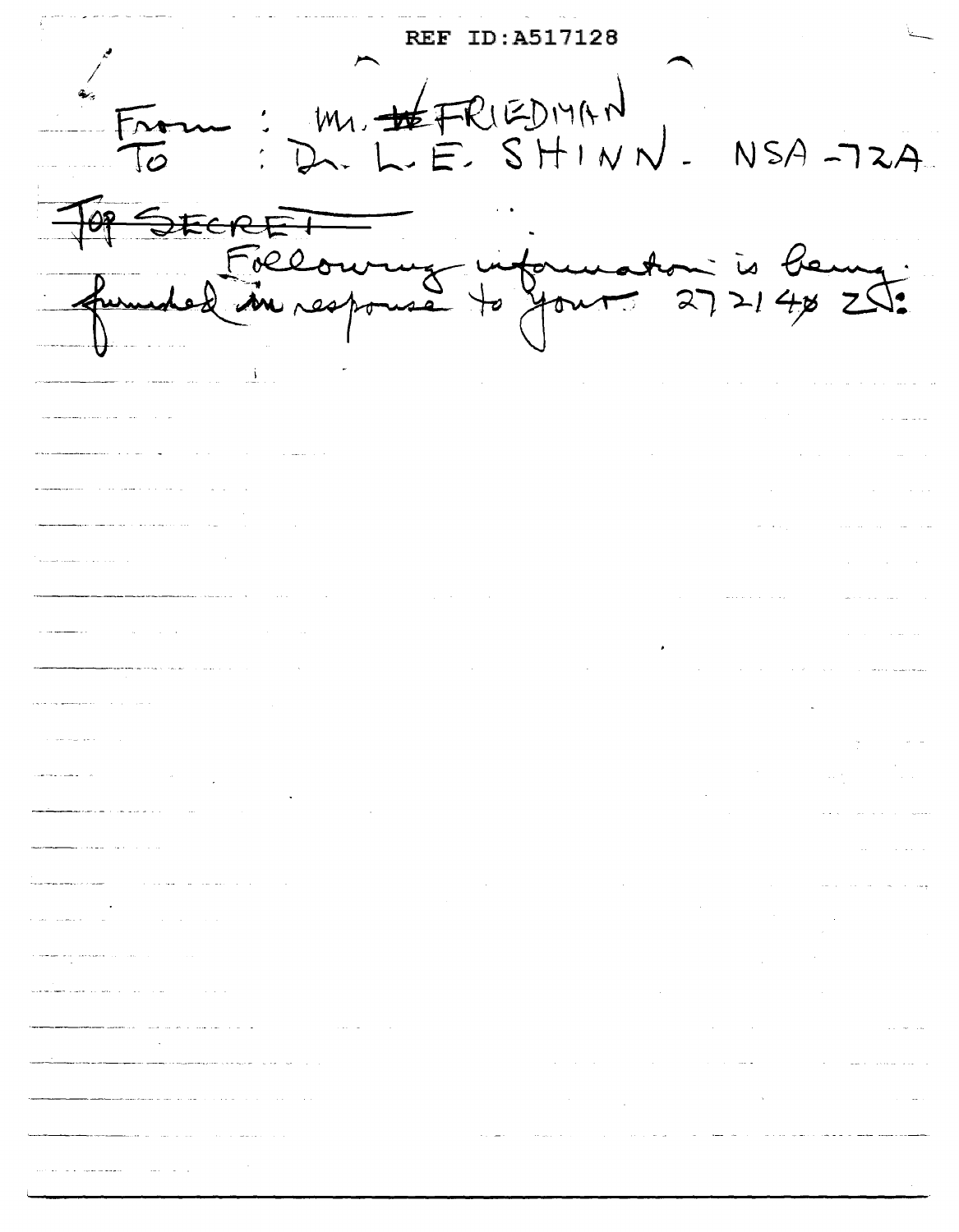REF ID:A517128

From : Mr. ~~W~~ FRIEDMAN
To : Dr. L. E. SHINN. NSA-72A

~~TOP SECRET~~

Following information is being furnished in response to your 272140 Z: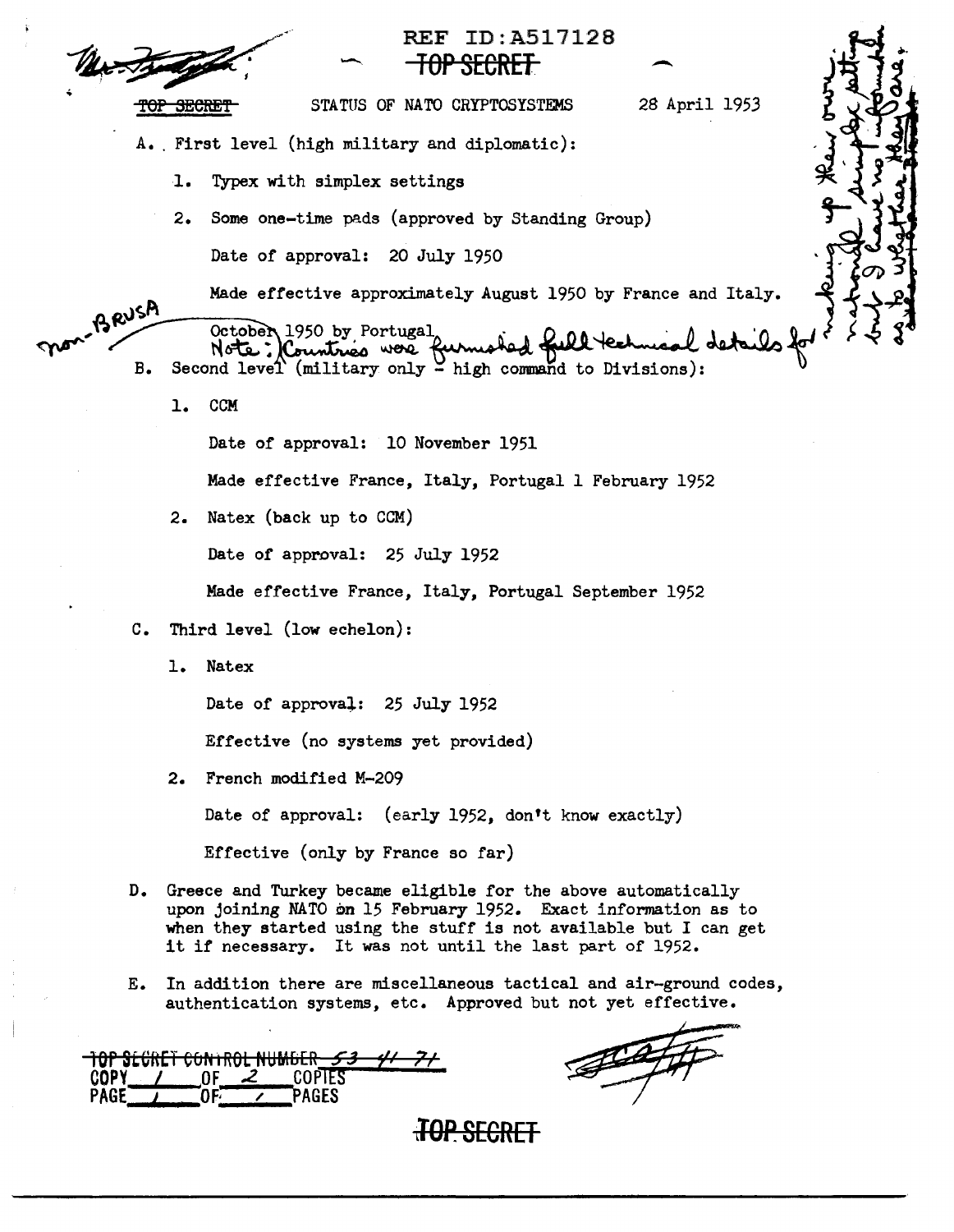REF ID:A517128

~~TOP SECRET~~

~~TOP SECRET~~ STATUS OF NATO CRYPTOSYSTEMS 28 April 1953

A. First level (high military and diplomatic):

1. Typex with simplex settings

2. Some one-time pads (approved by Standing Group)

Date of approval: 20 July 1950

Made effective approximately August 1950 by France and Italy.

October 1950 by Portugal

Note: Countries were furnished full technical details for making up their own national simplex settings but I have no information as to whether they are.

non-BRUSA

B. Second level (military only - high command to Divisions):

1. CCM

Date of approval: 10 November 1951

Made effective France, Italy, Portugal 1 February 1952

2. Natex (back up to CCM)

Date of approval: 25 July 1952

Made effective France, Italy, Portugal September 1952

C. Third level (low echelon):

1. Natex

Date of approval: 25 July 1952

Effective (no systems yet provided)

2. French modified M-209

Date of approval: (early 1952, don't know exactly)

Effective (only by France so far)

D. Greece and Turkey became eligible for the above automatically upon joining NATO on 15 February 1952. Exact information as to when they started using the stuff is not available but I can get it if necessary. It was not until the last part of 1952.

E. In addition there are miscellaneous tactical and air-ground codes, authentication systems, etc. Approved but not yet effective.

~~TOP SECRET CONTROL NUMBER 53 41 71~~
COPY 1 OF 2 COPIES
PAGE 1 OF 1 PAGES

~~TOP SECRET~~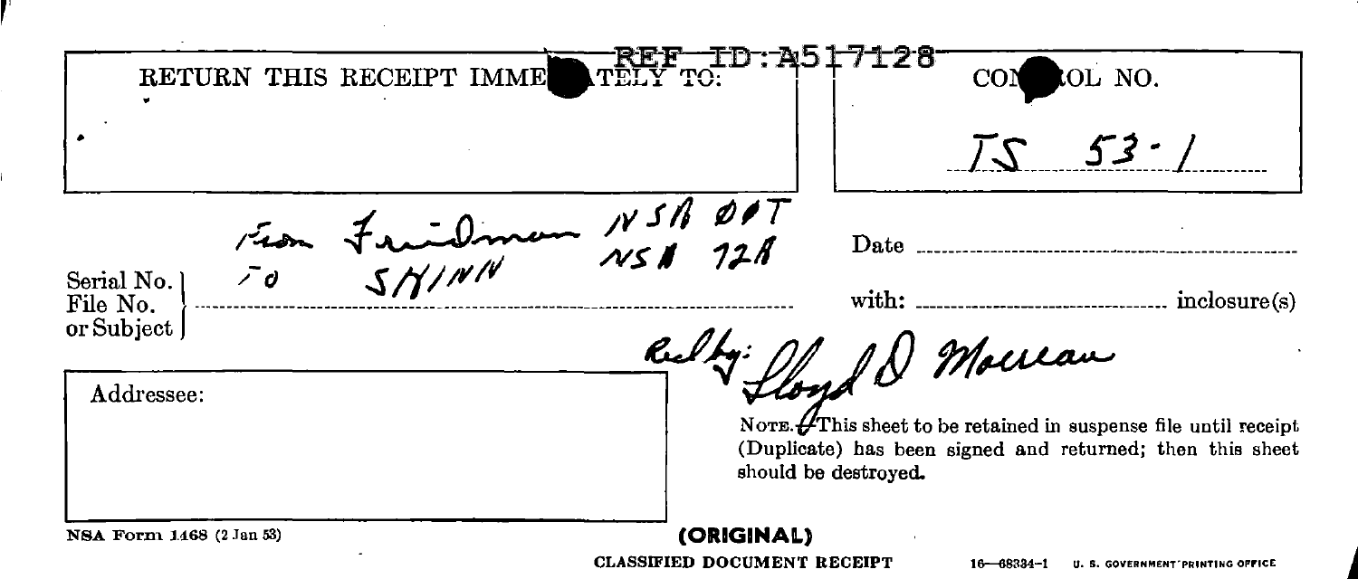REF ID:A517128

RETURN THIS RECEIPT IMME[redacted]ATELY TO:

CON[redacted]OL NO.

TS 53-1

From Friedman NSA 00T
To SHINN NSA 72A

Serial No.
File No.
or Subject

Date

with: inclosure(s)

Rec'd by: Lloyd D Maclean

Addressee:

NOTE.—This sheet to be retained in suspense file until receipt (Duplicate) has been signed and returned; then this sheet should be destroyed.

NSA Form 1468 (2 Jan 53)

**(ORIGINAL)**

CLASSIFIED DOCUMENT RECEIPT

16—68334-1 U. S. GOVERNMENT PRINTING OFFICE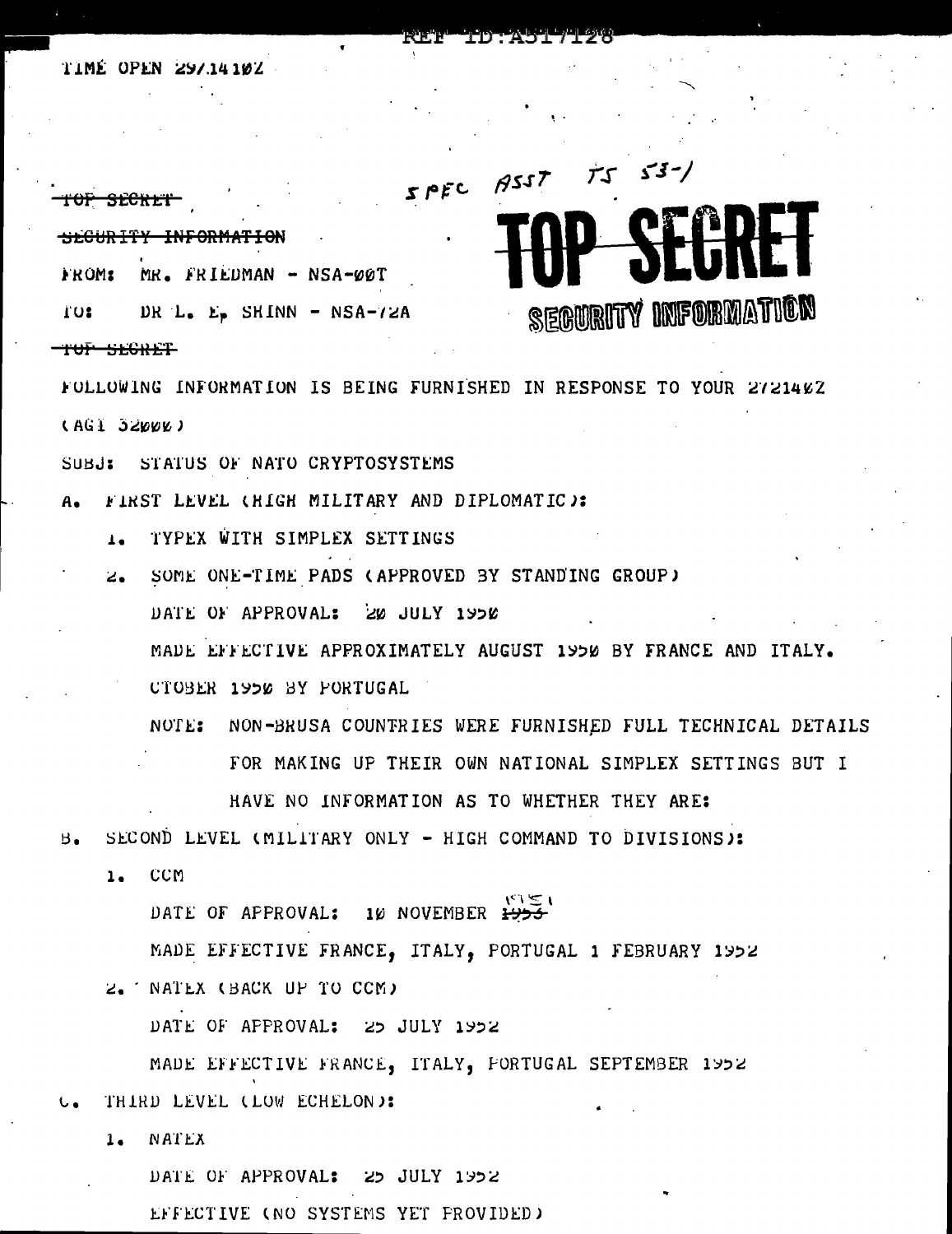TIME OPEN 29/1410Z

SPEC ASST TS 53-1

~~TOP SECRET~~

~~SECURITY INFORMATION~~

**TOP SECRET**

**SECURITY INFORMATION**

FROM: MR. FRIEDMAN - NSA-00T

TO: DR L. E. SHINN - NSA-72A

~~TOP SECRET~~

FOLLOWING INFORMATION IS BEING FURNISHED IN RESPONSE TO YOUR 272140Z (AGI 32000)

SUBJ: STATUS OF NATO CRYPTOSYSTEMS

A. FIRST LEVEL (HIGH MILITARY AND DIPLOMATIC):

1. TYPEX WITH SIMPLEX SETTINGS
2. SOME ONE-TIME PADS (APPROVED BY STANDING GROUP)

   DATE OF APPROVAL: 20 JULY 1950

   MADE EFFECTIVE APPROXIMATELY AUGUST 1950 BY FRANCE AND ITALY.

   CTOBER 1950 BY PORTUGAL

   NOTE: NON-BRUSA COUNTRIES WERE FURNISHED FULL TECHNICAL DETAILS FOR MAKING UP THEIR OWN NATIONAL SIMPLEX SETTINGS BUT I HAVE NO INFORMATION AS TO WHETHER THEY ARE:

B. SECOND LEVEL (MILITARY ONLY - HIGH COMMAND TO DIVISIONS):

1. CCM

   DATE OF APPROVAL: 10 NOVEMBER ~~1955~~ 1951

   MADE EFFECTIVE FRANCE, ITALY, PORTUGAL 1 FEBRUARY 1952

2. NATEX (BACK UP TO CCM)

   DATE OF APPROVAL: 25 JULY 1952

   MADE EFFECTIVE FRANCE, ITALY, PORTUGAL SEPTEMBER 1952

C. THIRD LEVEL (LOW ECHELON):

1. NATEX

   DATE OF APPROVAL: 25 JULY 1952

   EFFECTIVE (NO SYSTEMS YET PROVIDED)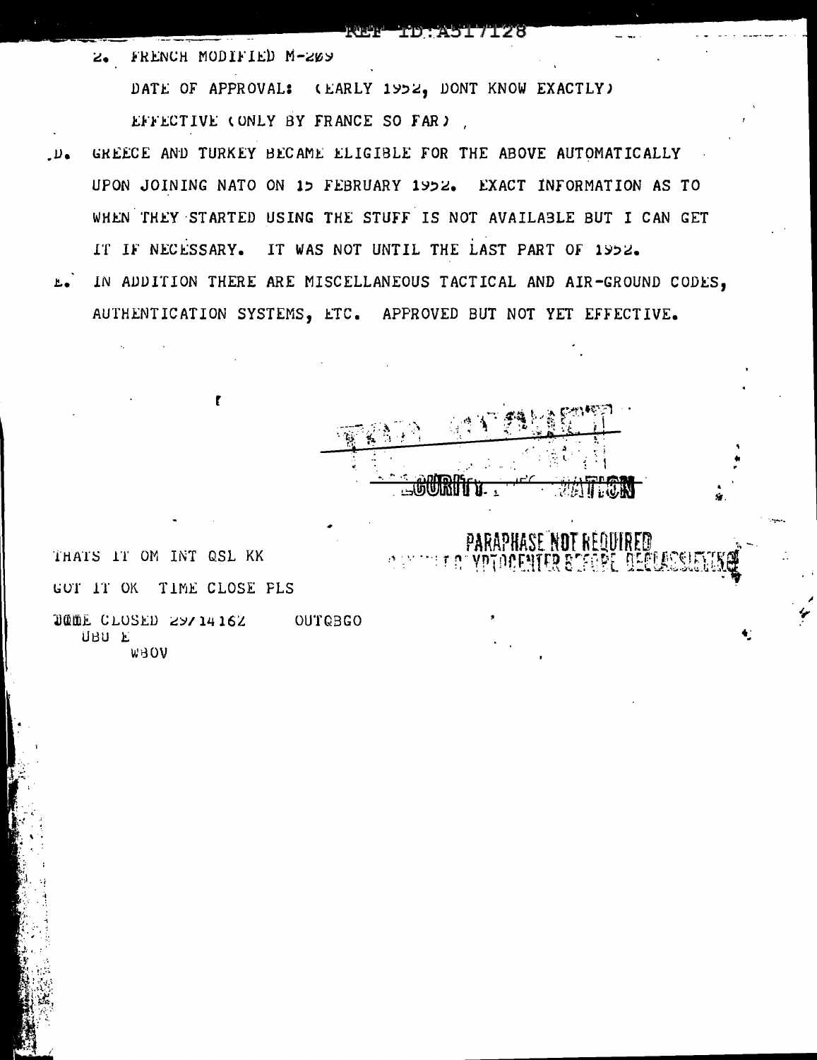2. FRENCH MODIFIED M-209

DATE OF APPROVAL: (EARLY 1952, DONT KNOW EXACTLY)

EFFECTIVE (ONLY BY FRANCE SO FAR)

D. GREECE AND TURKEY BECAME ELIGIBLE FOR THE ABOVE AUTOMATICALLY UPON JOINING NATO ON 15 FEBRUARY 1952. EXACT INFORMATION AS TO WHEN THEY STARTED USING THE STUFF IS NOT AVAILABLE BUT I CAN GET IT IF NECESSARY. IT WAS NOT UNTIL THE LAST PART OF 1952.

E. IN ADDITION THERE ARE MISCELLANEOUS TACTICAL AND AIR-GROUND CODES, AUTHENTICATION SYSTEMS, ETC. APPROVED BUT NOT YET EFFECTIVE.

THATS IT OM INT QSL KK

GOT IT OK TIME CLOSE PLS

TIME CLOSED 29/1416Z OUTQBGO

UBU E

WBOV

PARAPHASE NOT REQUIRED

RETURN TO CRYPTOCENTER BEFORE DECLASSIFYING